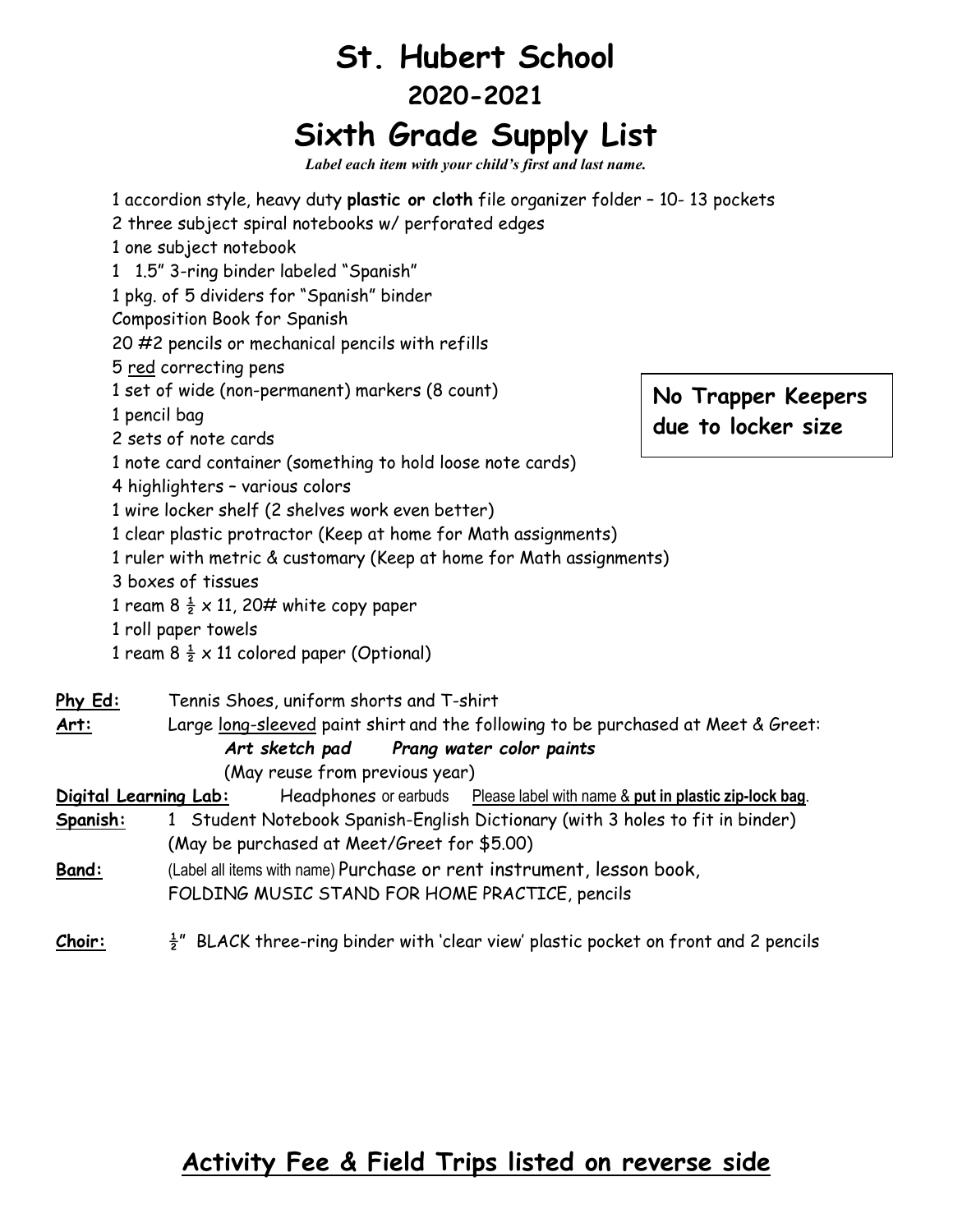# St. Hubert School

## 2020-2021

# Sixth Grade Supply List

***Label each item with your child's first and last name.***

1 accordion style, heavy duty **plastic or cloth** file organizer folder – 10- 13 pockets
2 three subject spiral notebooks w/ perforated edges
1 one subject notebook
1 1.5" 3-ring binder labeled "Spanish"
1 pkg. of 5 dividers for "Spanish" binder
Composition Book for Spanish
20 #2 pencils or mechanical pencils with refills
5 <u>red</u> correcting pens
1 set of wide (non-permanent) markers (8 count)
1 pencil bag
2 sets of note cards
1 note card container (something to hold loose note cards)
4 highlighters – various colors
1 wire locker shelf (2 shelves work even better)
1 clear plastic protractor (Keep at home for Math assignments)
1 ruler with metric & customary (Keep at home for Math assignments)
3 boxes of tissues
1 ream 8 ½ x 11, 20# white copy paper
1 roll paper towels
1 ream 8 ½ x 11 colored paper (Optional)

**No Trapper Keepers due to locker size**

**<u>Phy Ed:</u>** Tennis Shoes, uniform shorts and T-shirt

**<u>Art:</u>** Large <u>long-sleeved</u> paint shirt and the following to be purchased at Meet & Greet:
***Art sketch pad*** ***Prang water color paints***
(May reuse from previous year)

**<u>Digital Learning Lab:</u>** Headphones or earbuds <u>Please label with name & **put in plastic zip-lock bag**</u>.

**<u>Spanish:</u>** 1 Student Notebook Spanish-English Dictionary (with 3 holes to fit in binder)
(May be purchased at Meet/Greet for $5.00)

**<u>Band:</u>** (Label all items with name) Purchase or rent instrument, lesson book,
FOLDING MUSIC STAND FOR HOME PRACTICE, pencils

**<u>Choir:</u>** ½" BLACK three-ring binder with 'clear view' plastic pocket on front and 2 pencils

## <u>Activity Fee & Field Trips listed on reverse side</u>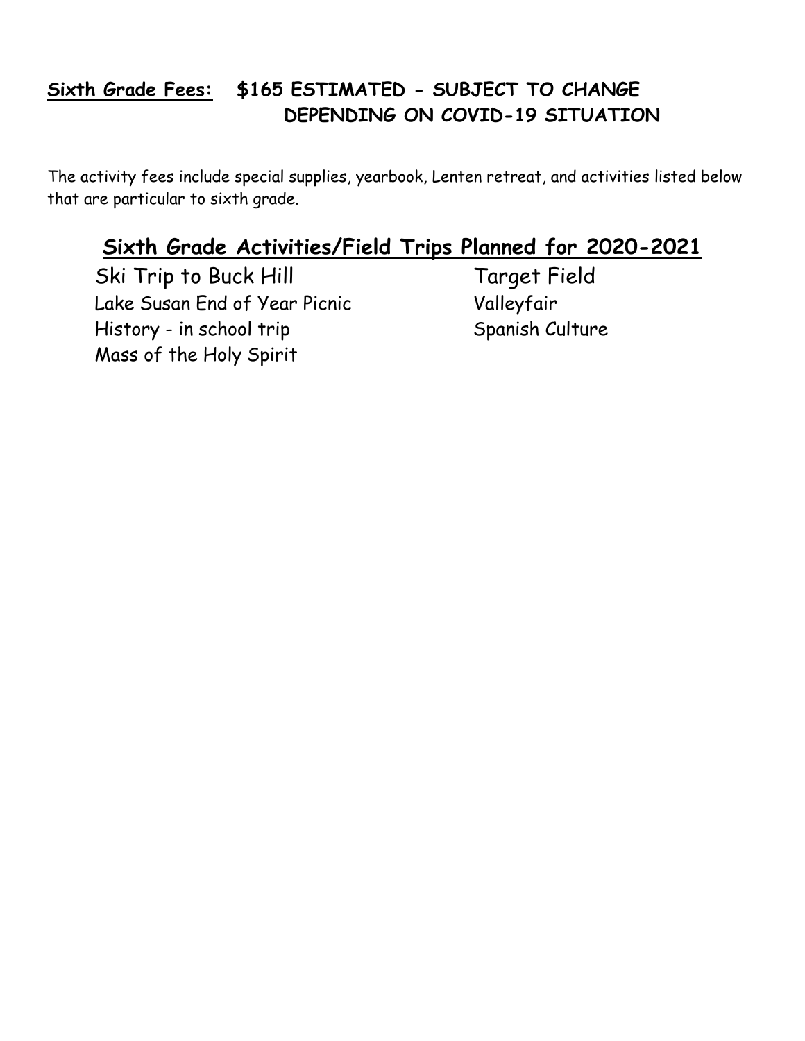**Sixth Grade Fees:** **$165 ESTIMATED - SUBJECT TO CHANGE DEPENDING ON COVID-19 SITUATION**

The activity fees include special supplies, yearbook, Lenten retreat, and activities listed below that are particular to sixth grade.

## Sixth Grade Activities/Field Trips Planned for 2020-2021

- Ski Trip to Buck Hill
- Lake Susan End of Year Picnic
- History - in school trip
- Mass of the Holy Spirit
- Target Field
- Valleyfair
- Spanish Culture